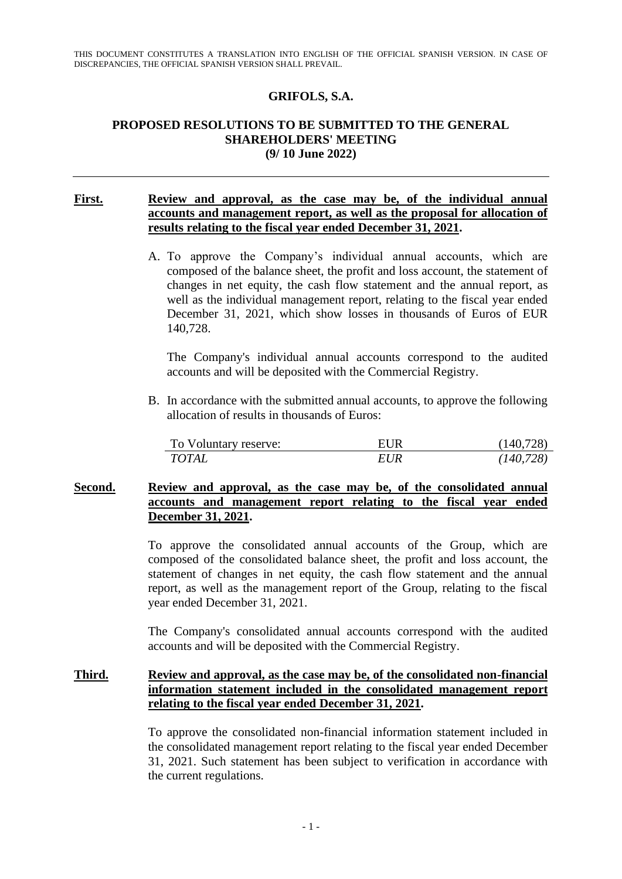THIS DOCUMENT CONSTITUTES A TRANSLATION INTO ENGLISH OF THE OFFICIAL SPANISH VERSION. IN CASE OF DISCREPANCIES, THE OFFICIAL SPANISH VERSION SHALL PREVAIL.

# GRIFOLS, S.A.

## PROPOSED RESOLUTIONS TO BE SUBMITTED TO THE GENERAL SHAREHOLDERS' MEETING (9/ 10 June 2022)

---

**First.** **Review and approval, as the case may be, of the individual annual accounts and management report, as well as the proposal for allocation of results relating to the fiscal year ended December 31, 2021.**

A. To approve the Company's individual annual accounts, which are composed of the balance sheet, the profit and loss account, the statement of changes in net equity, the cash flow statement and the annual report, as well as the individual management report, relating to the fiscal year ended December 31, 2021, which show losses in thousands of Euros of EUR 140,728.

   The Company's individual annual accounts correspond to the audited accounts and will be deposited with the Commercial Registry.

B. In accordance with the submitted annual accounts, to approve the following allocation of results in thousands of Euros:

| | | |
|---|---|---|
| To Voluntary reserve: | EUR | (140,728) |
| *TOTAL* | *EUR* | *(140,728)* |

**Second.** **Review and approval, as the case may be, of the consolidated annual accounts and management report relating to the fiscal year ended December 31, 2021.**

To approve the consolidated annual accounts of the Group, which are composed of the consolidated balance sheet, the profit and loss account, the statement of changes in net equity, the cash flow statement and the annual report, as well as the management report of the Group, relating to the fiscal year ended December 31, 2021.

The Company's consolidated annual accounts correspond with the audited accounts and will be deposited with the Commercial Registry.

**Third.** **Review and approval, as the case may be, of the consolidated non-financial information statement included in the consolidated management report relating to the fiscal year ended December 31, 2021.**

To approve the consolidated non-financial information statement included in the consolidated management report relating to the fiscal year ended December 31, 2021. Such statement has been subject to verification in accordance with the current regulations.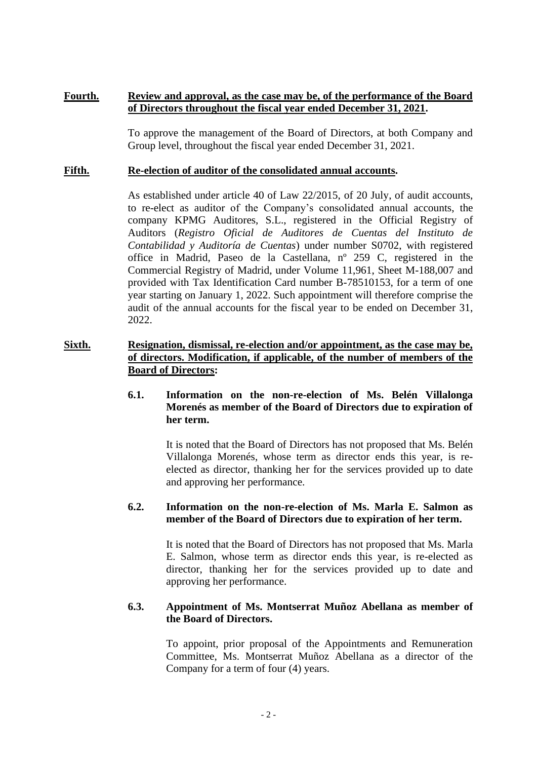**Fourth.** **Review and approval, as the case may be, of the performance of the Board of Directors throughout the fiscal year ended December 31, 2021.**

To approve the management of the Board of Directors, at both Company and Group level, throughout the fiscal year ended December 31, 2021.

**Fifth.** **Re-election of auditor of the consolidated annual accounts.**

As established under article 40 of Law 22/2015, of 20 July, of audit accounts, to re-elect as auditor of the Company's consolidated annual accounts, the company KPMG Auditores, S.L., registered in the Official Registry of Auditors (*Registro Oficial de Auditores de Cuentas del Instituto de Contabilidad y Auditoría de Cuentas*) under number S0702, with registered office in Madrid, Paseo de la Castellana, nº 259 C, registered in the Commercial Registry of Madrid, under Volume 11,961, Sheet M-188,007 and provided with Tax Identification Card number B-78510153, for a term of one year starting on January 1, 2022. Such appointment will therefore comprise the audit of the annual accounts for the fiscal year to be ended on December 31, 2022.

**Sixth.** **Resignation, dismissal, re-election and/or appointment, as the case may be, of directors. Modification, if applicable, of the number of members of the Board of Directors:**

**6.1. Information on the non-re-election of Ms. Belén Villalonga Morenés as member of the Board of Directors due to expiration of her term.**

It is noted that the Board of Directors has not proposed that Ms. Belén Villalonga Morenés, whose term as director ends this year, is re-elected as director, thanking her for the services provided up to date and approving her performance.

**6.2. Information on the non-re-election of Ms. Marla E. Salmon as member of the Board of Directors due to expiration of her term.**

It is noted that the Board of Directors has not proposed that Ms. Marla E. Salmon, whose term as director ends this year, is re-elected as director, thanking her for the services provided up to date and approving her performance.

**6.3. Appointment of Ms. Montserrat Muñoz Abellana as member of the Board of Directors.**

To appoint, prior proposal of the Appointments and Remuneration Committee, Ms. Montserrat Muñoz Abellana as a director of the Company for a term of four (4) years.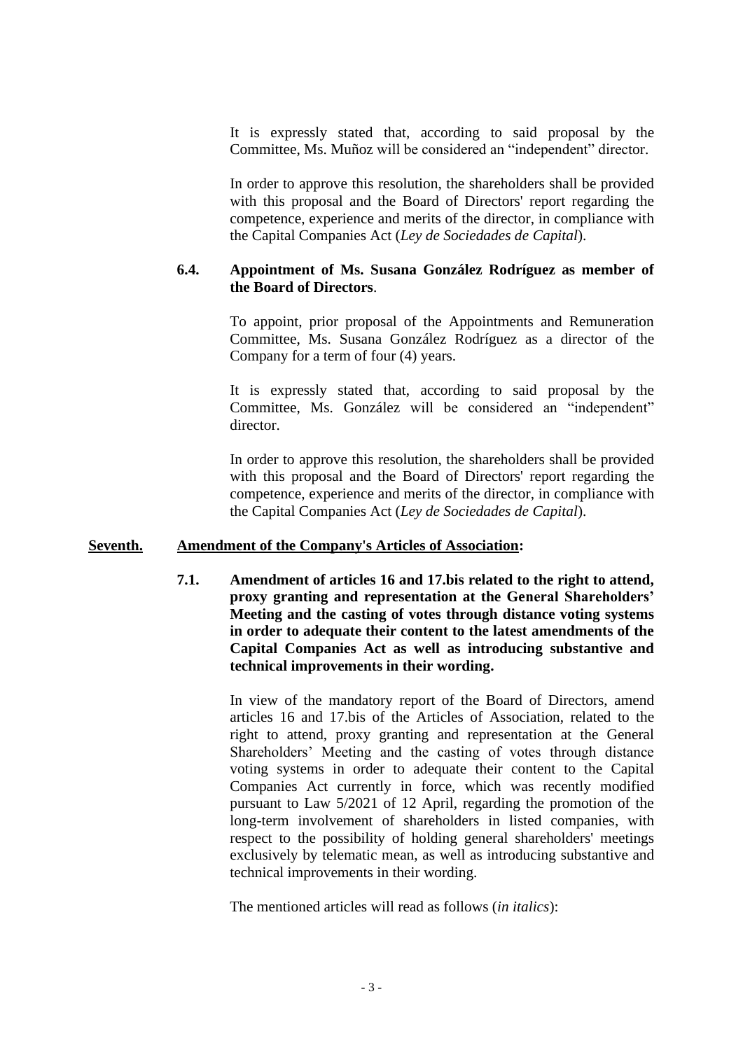It is expressly stated that, according to said proposal by the Committee, Ms. Muñoz will be considered an "independent" director.

In order to approve this resolution, the shareholders shall be provided with this proposal and the Board of Directors' report regarding the competence, experience and merits of the director, in compliance with the Capital Companies Act (*Ley de Sociedades de Capital*).

**6.4. Appointment of Ms. Susana González Rodríguez as member of the Board of Directors**.

To appoint, prior proposal of the Appointments and Remuneration Committee, Ms. Susana González Rodríguez as a director of the Company for a term of four (4) years.

It is expressly stated that, according to said proposal by the Committee, Ms. González will be considered an "independent" director.

In order to approve this resolution, the shareholders shall be provided with this proposal and the Board of Directors' report regarding the competence, experience and merits of the director, in compliance with the Capital Companies Act (*Ley de Sociedades de Capital*).

**<u>Seventh.</u> <u>Amendment of the Company's Articles of Association</u>:**

**7.1. Amendment of articles 16 and 17.bis related to the right to attend, proxy granting and representation at the General Shareholders' Meeting and the casting of votes through distance voting systems in order to adequate their content to the latest amendments of the Capital Companies Act as well as introducing substantive and technical improvements in their wording.**

In view of the mandatory report of the Board of Directors, amend articles 16 and 17.bis of the Articles of Association, related to the right to attend, proxy granting and representation at the General Shareholders' Meeting and the casting of votes through distance voting systems in order to adequate their content to the Capital Companies Act currently in force, which was recently modified pursuant to Law 5/2021 of 12 April, regarding the promotion of the long-term involvement of shareholders in listed companies, with respect to the possibility of holding general shareholders' meetings exclusively by telematic mean, as well as introducing substantive and technical improvements in their wording.

The mentioned articles will read as follows (*in italics*):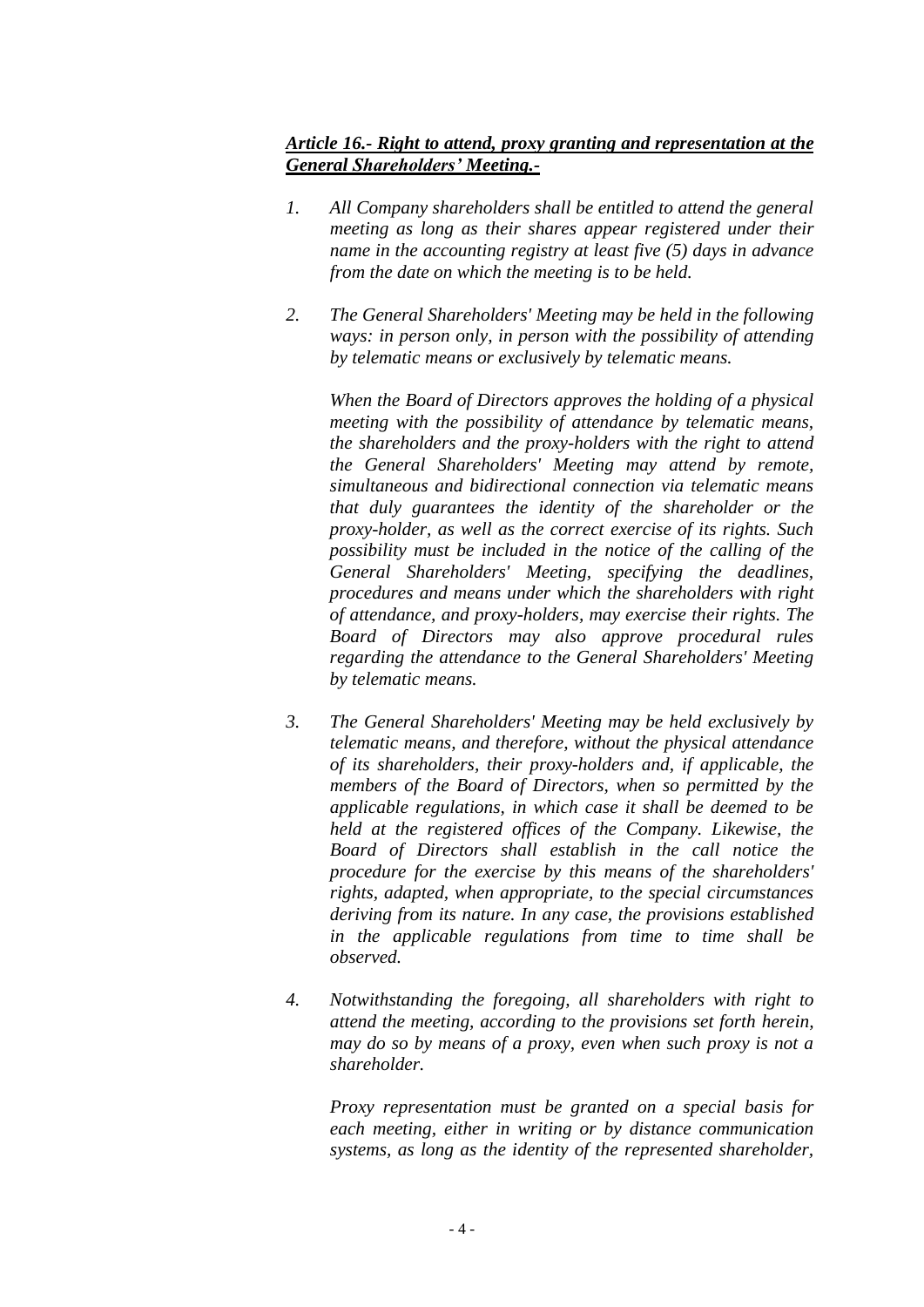***Article 16.- Right to attend, proxy granting and representation at the General Shareholders' Meeting.-***

1. *All Company shareholders shall be entitled to attend the general meeting as long as their shares appear registered under their name in the accounting registry at least five (5) days in advance from the date on which the meeting is to be held.*

2. *The General Shareholders' Meeting may be held in the following ways: in person only, in person with the possibility of attending by telematic means or exclusively by telematic means.*

   *When the Board of Directors approves the holding of a physical meeting with the possibility of attendance by telematic means, the shareholders and the proxy-holders with the right to attend the General Shareholders' Meeting may attend by remote, simultaneous and bidirectional connection via telematic means that duly guarantees the identity of the shareholder or the proxy-holder, as well as the correct exercise of its rights. Such possibility must be included in the notice of the calling of the General Shareholders' Meeting, specifying the deadlines, procedures and means under which the shareholders with right of attendance, and proxy-holders, may exercise their rights. The Board of Directors may also approve procedural rules regarding the attendance to the General Shareholders' Meeting by telematic means.*

3. *The General Shareholders' Meeting may be held exclusively by telematic means, and therefore, without the physical attendance of its shareholders, their proxy-holders and, if applicable, the members of the Board of Directors, when so permitted by the applicable regulations, in which case it shall be deemed to be held at the registered offices of the Company. Likewise, the Board of Directors shall establish in the call notice the procedure for the exercise by this means of the shareholders' rights, adapted, when appropriate, to the special circumstances deriving from its nature. In any case, the provisions established in the applicable regulations from time to time shall be observed.*

4. *Notwithstanding the foregoing, all shareholders with right to attend the meeting, according to the provisions set forth herein, may do so by means of a proxy, even when such proxy is not a shareholder.*

   *Proxy representation must be granted on a special basis for each meeting, either in writing or by distance communication systems, as long as the identity of the represented shareholder,*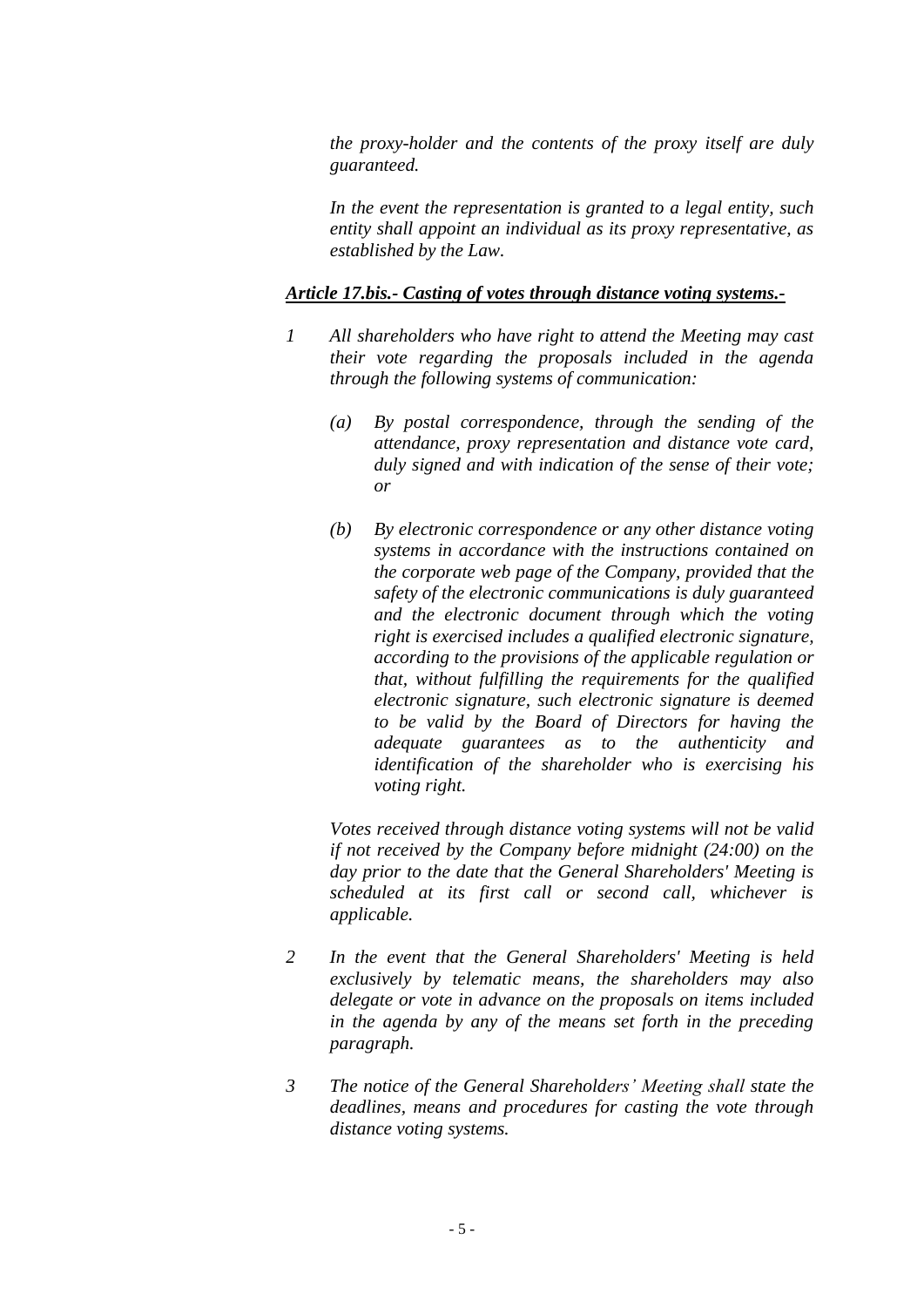*the proxy-holder and the contents of the proxy itself are duly guaranteed.*

*In the event the representation is granted to a legal entity, such entity shall appoint an individual as its proxy representative, as established by the Law.*

***Article 17.bis.- Casting of votes through distance voting systems.-***

1. *All shareholders who have right to attend the Meeting may cast their vote regarding the proposals included in the agenda through the following systems of communication:*

   *(a) By postal correspondence, through the sending of the attendance, proxy representation and distance vote card, duly signed and with indication of the sense of their vote; or*

   *(b) By electronic correspondence or any other distance voting systems in accordance with the instructions contained on the corporate web page of the Company, provided that the safety of the electronic communications is duly guaranteed and the electronic document through which the voting right is exercised includes a qualified electronic signature, according to the provisions of the applicable regulation or that, without fulfilling the requirements for the qualified electronic signature, such electronic signature is deemed to be valid by the Board of Directors for having the adequate guarantees as to the authenticity and identification of the shareholder who is exercising his voting right.*

   *Votes received through distance voting systems will not be valid if not received by the Company before midnight (24:00) on the day prior to the date that the General Shareholders' Meeting is scheduled at its first call or second call, whichever is applicable.*

2. *In the event that the General Shareholders' Meeting is held exclusively by telematic means, the shareholders may also delegate or vote in advance on the proposals on items included in the agenda by any of the means set forth in the preceding paragraph.*

3. *The notice of the General Shareholders' Meeting shall state the deadlines, means and procedures for casting the vote through distance voting systems.*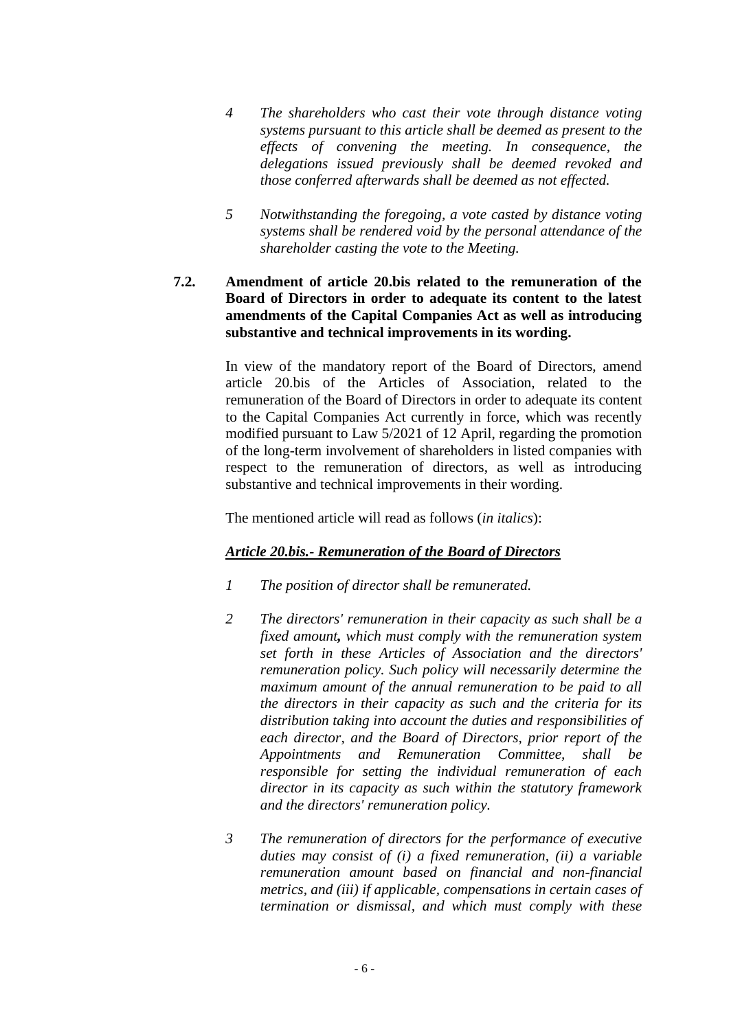*4 The shareholders who cast their vote through distance voting systems pursuant to this article shall be deemed as present to the effects of convening the meeting. In consequence, the delegations issued previously shall be deemed revoked and those conferred afterwards shall be deemed as not effected.*

*5 Notwithstanding the foregoing, a vote casted by distance voting systems shall be rendered void by the personal attendance of the shareholder casting the vote to the Meeting.*

**7.2. Amendment of article 20.bis related to the remuneration of the Board of Directors in order to adequate its content to the latest amendments of the Capital Companies Act as well as introducing substantive and technical improvements in its wording.**

In view of the mandatory report of the Board of Directors, amend article 20.bis of the Articles of Association, related to the remuneration of the Board of Directors in order to adequate its content to the Capital Companies Act currently in force, which was recently modified pursuant to Law 5/2021 of 12 April, regarding the promotion of the long-term involvement of shareholders in listed companies with respect to the remuneration of directors, as well as introducing substantive and technical improvements in their wording.

The mentioned article will read as follows (*in italics*):

***Article 20.bis.- Remuneration of the Board of Directors***

*1 The position of director shall be remunerated.*

*2 The directors' remuneration in their capacity as such shall be a fixed amount**,** which must comply with the remuneration system set forth in these Articles of Association and the directors' remuneration policy. Such policy will necessarily determine the maximum amount of the annual remuneration to be paid to all the directors in their capacity as such and the criteria for its distribution taking into account the duties and responsibilities of each director, and the Board of Directors, prior report of the Appointments and Remuneration Committee, shall be responsible for setting the individual remuneration of each director in its capacity as such within the statutory framework and the directors' remuneration policy.*

*3 The remuneration of directors for the performance of executive duties may consist of (i) a fixed remuneration, (ii) a variable remuneration amount based on financial and non-financial metrics, and (iii) if applicable, compensations in certain cases of termination or dismissal, and which must comply with these*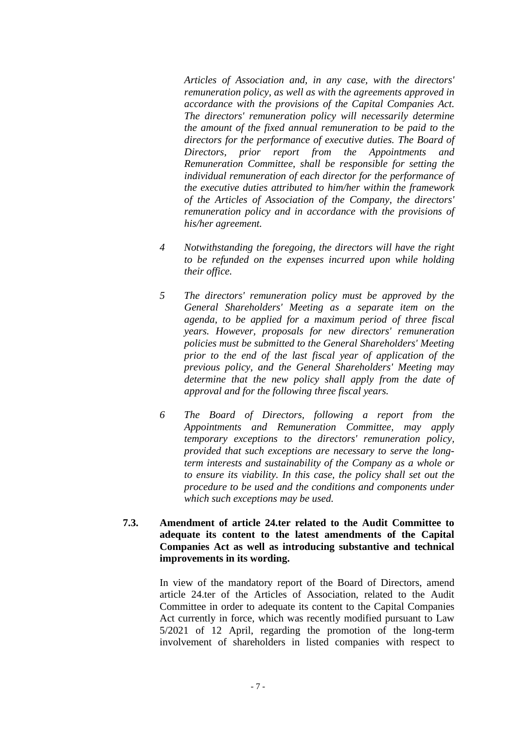*Articles of Association and, in any case, with the directors' remuneration policy, as well as with the agreements approved in accordance with the provisions of the Capital Companies Act. The directors' remuneration policy will necessarily determine the amount of the fixed annual remuneration to be paid to the directors for the performance of executive duties. The Board of Directors, prior report from the Appointments and Remuneration Committee, shall be responsible for setting the individual remuneration of each director for the performance of the executive duties attributed to him/her within the framework of the Articles of Association of the Company, the directors' remuneration policy and in accordance with the provisions of his/her agreement.*

*4 Notwithstanding the foregoing, the directors will have the right to be refunded on the expenses incurred upon while holding their office.*

*5 The directors' remuneration policy must be approved by the General Shareholders' Meeting as a separate item on the agenda, to be applied for a maximum period of three fiscal years. However, proposals for new directors' remuneration policies must be submitted to the General Shareholders' Meeting prior to the end of the last fiscal year of application of the previous policy, and the General Shareholders' Meeting may determine that the new policy shall apply from the date of approval and for the following three fiscal years.*

*6 The Board of Directors, following a report from the Appointments and Remuneration Committee, may apply temporary exceptions to the directors' remuneration policy, provided that such exceptions are necessary to serve the long-term interests and sustainability of the Company as a whole or to ensure its viability. In this case, the policy shall set out the procedure to be used and the conditions and components under which such exceptions may be used.*

**7.3. Amendment of article 24.ter related to the Audit Committee to adequate its content to the latest amendments of the Capital Companies Act as well as introducing substantive and technical improvements in its wording.**

In view of the mandatory report of the Board of Directors, amend article 24.ter of the Articles of Association, related to the Audit Committee in order to adequate its content to the Capital Companies Act currently in force, which was recently modified pursuant to Law 5/2021 of 12 April, regarding the promotion of the long-term involvement of shareholders in listed companies with respect to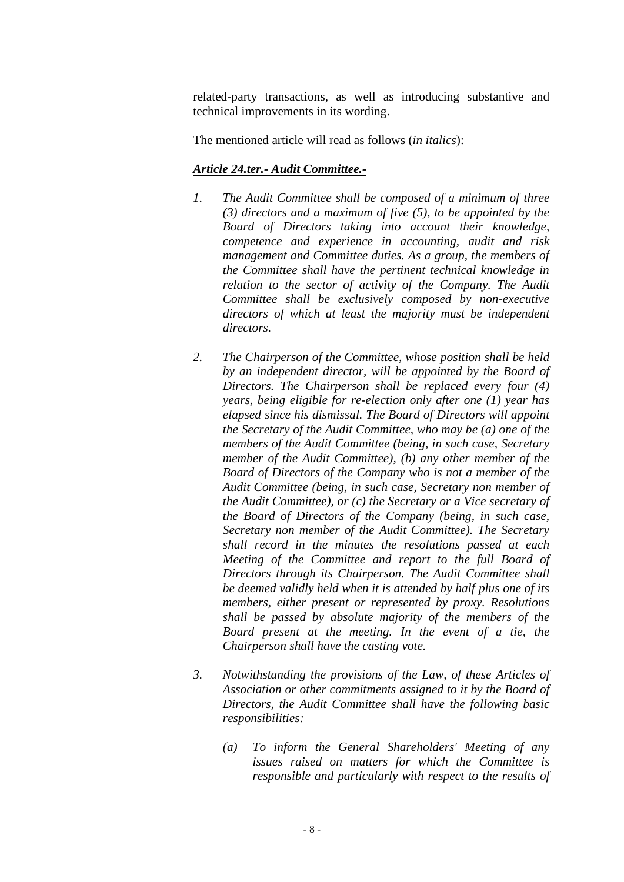related-party transactions, as well as introducing substantive and technical improvements in its wording.

The mentioned article will read as follows (*in italics*):

***<u>Article 24.ter.- Audit Committee.-</u>***

1. *The Audit Committee shall be composed of a minimum of three (3) directors and a maximum of five (5), to be appointed by the Board of Directors taking into account their knowledge, competence and experience in accounting, audit and risk management and Committee duties. As a group, the members of the Committee shall have the pertinent technical knowledge in relation to the sector of activity of the Company. The Audit Committee shall be exclusively composed by non-executive directors of which at least the majority must be independent directors.*

2. *The Chairperson of the Committee, whose position shall be held by an independent director, will be appointed by the Board of Directors. The Chairperson shall be replaced every four (4) years, being eligible for re-election only after one (1) year has elapsed since his dismissal. The Board of Directors will appoint the Secretary of the Audit Committee, who may be (a) one of the members of the Audit Committee (being, in such case, Secretary member of the Audit Committee), (b) any other member of the Board of Directors of the Company who is not a member of the Audit Committee (being, in such case, Secretary non member of the Audit Committee), or (c) the Secretary or a Vice secretary of the Board of Directors of the Company (being, in such case, Secretary non member of the Audit Committee). The Secretary shall record in the minutes the resolutions passed at each Meeting of the Committee and report to the full Board of Directors through its Chairperson. The Audit Committee shall be deemed validly held when it is attended by half plus one of its members, either present or represented by proxy. Resolutions shall be passed by absolute majority of the members of the Board present at the meeting. In the event of a tie, the Chairperson shall have the casting vote.*

3. *Notwithstanding the provisions of the Law, of these Articles of Association or other commitments assigned to it by the Board of Directors, the Audit Committee shall have the following basic responsibilities:*

   (a) *To inform the General Shareholders' Meeting of any issues raised on matters for which the Committee is responsible and particularly with respect to the results of*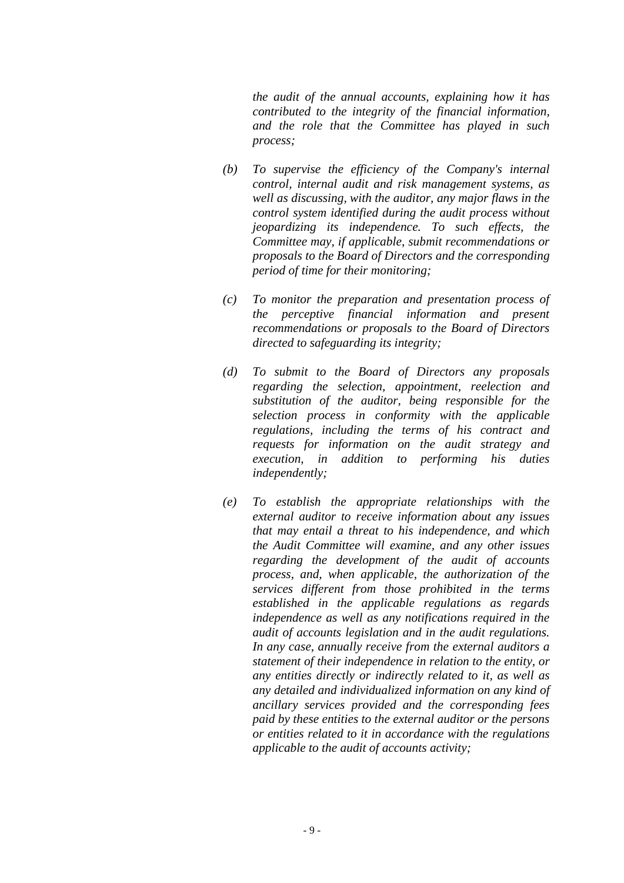*the audit of the annual accounts, explaining how it has contributed to the integrity of the financial information, and the role that the Committee has played in such process;*

*(b) To supervise the efficiency of the Company's internal control, internal audit and risk management systems, as well as discussing, with the auditor, any major flaws in the control system identified during the audit process without jeopardizing its independence. To such effects, the Committee may, if applicable, submit recommendations or proposals to the Board of Directors and the corresponding period of time for their monitoring;*

*(c) To monitor the preparation and presentation process of the perceptive financial information and present recommendations or proposals to the Board of Directors directed to safeguarding its integrity;*

*(d) To submit to the Board of Directors any proposals regarding the selection, appointment, reelection and substitution of the auditor, being responsible for the selection process in conformity with the applicable regulations, including the terms of his contract and requests for information on the audit strategy and execution, in addition to performing his duties independently;*

*(e) To establish the appropriate relationships with the external auditor to receive information about any issues that may entail a threat to his independence, and which the Audit Committee will examine, and any other issues regarding the development of the audit of accounts process, and, when applicable, the authorization of the services different from those prohibited in the terms established in the applicable regulations as regards independence as well as any notifications required in the audit of accounts legislation and in the audit regulations. In any case, annually receive from the external auditors a statement of their independence in relation to the entity, or any entities directly or indirectly related to it, as well as any detailed and individualized information on any kind of ancillary services provided and the corresponding fees paid by these entities to the external auditor or the persons or entities related to it in accordance with the regulations applicable to the audit of accounts activity;*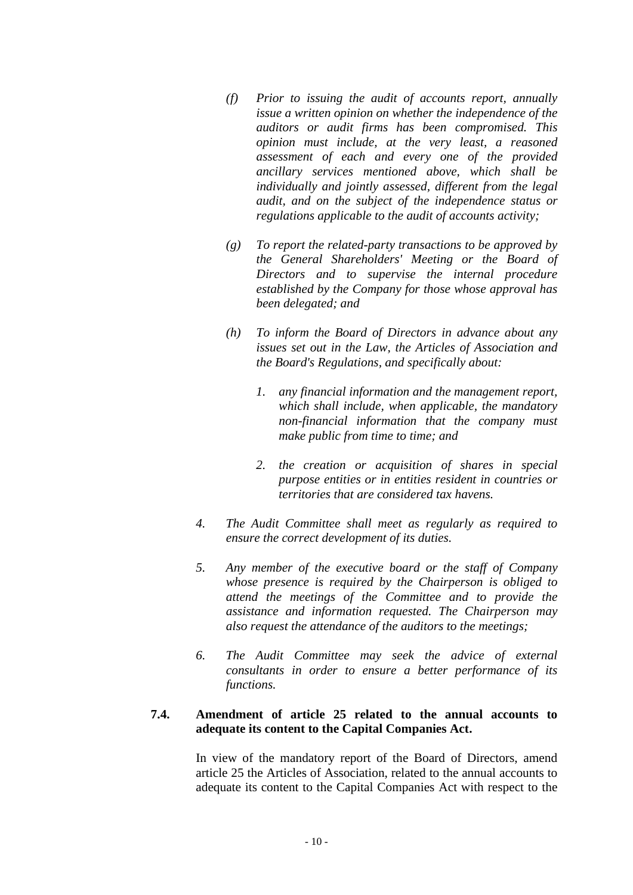*(f) Prior to issuing the audit of accounts report, annually issue a written opinion on whether the independence of the auditors or audit firms has been compromised. This opinion must include, at the very least, a reasoned assessment of each and every one of the provided ancillary services mentioned above, which shall be individually and jointly assessed, different from the legal audit, and on the subject of the independence status or regulations applicable to the audit of accounts activity;*

*(g) To report the related-party transactions to be approved by the General Shareholders' Meeting or the Board of Directors and to supervise the internal procedure established by the Company for those whose approval has been delegated; and*

*(h) To inform the Board of Directors in advance about any issues set out in the Law, the Articles of Association and the Board's Regulations, and specifically about:*

*1. any financial information and the management report, which shall include, when applicable, the mandatory non-financial information that the company must make public from time to time; and*

*2. the creation or acquisition of shares in special purpose entities or in entities resident in countries or territories that are considered tax havens.*

*4. The Audit Committee shall meet as regularly as required to ensure the correct development of its duties.*

*5. Any member of the executive board or the staff of Company whose presence is required by the Chairperson is obliged to attend the meetings of the Committee and to provide the assistance and information requested. The Chairperson may also request the attendance of the auditors to the meetings;*

*6. The Audit Committee may seek the advice of external consultants in order to ensure a better performance of its functions.*

**7.4. Amendment of article 25 related to the annual accounts to adequate its content to the Capital Companies Act.**

In view of the mandatory report of the Board of Directors, amend article 25 the Articles of Association, related to the annual accounts to adequate its content to the Capital Companies Act with respect to the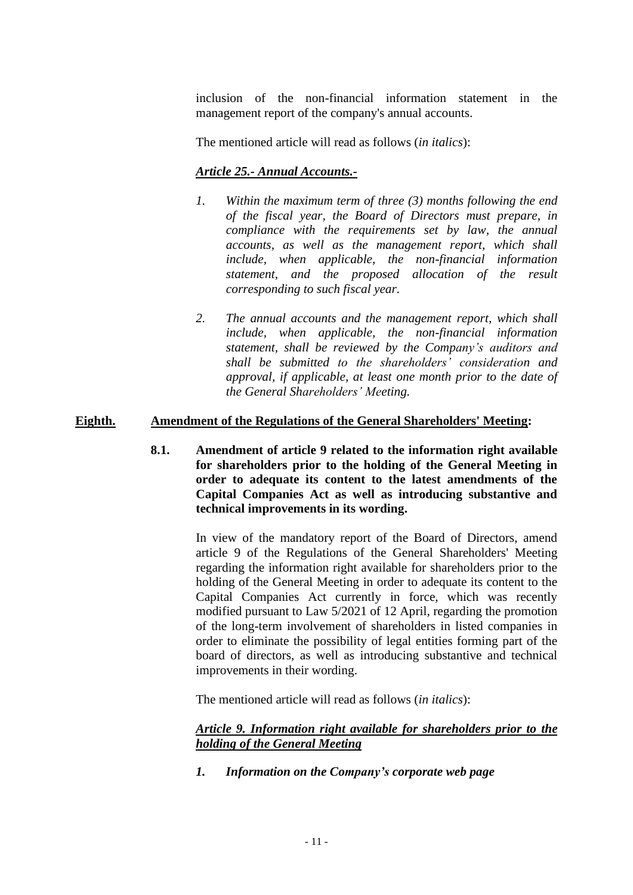inclusion of the non-financial information statement in the management report of the company's annual accounts.

The mentioned article will read as follows (*in italics*):

***<u>Article 25.- Annual Accounts.-</u>***

1. *Within the maximum term of three (3) months following the end of the fiscal year, the Board of Directors must prepare, in compliance with the requirements set by law, the annual accounts, as well as the management report, which shall include, when applicable, the non-financial information statement, and the proposed allocation of the result corresponding to such fiscal year.*

2. *The annual accounts and the management report, which shall include, when applicable, the non-financial information statement, shall be reviewed by the Company's auditors and shall be submitted to the shareholders' consideration and approval, if applicable, at least one month prior to the date of the General Shareholders' Meeting.*

**<u>Eighth.</u> <u>Amendment of the Regulations of the General Shareholders' Meeting</u>:**

**8.1. Amendment of article 9 related to the information right available for shareholders prior to the holding of the General Meeting in order to adequate its content to the latest amendments of the Capital Companies Act as well as introducing substantive and technical improvements in its wording.**

In view of the mandatory report of the Board of Directors, amend article 9 of the Regulations of the General Shareholders' Meeting regarding the information right available for shareholders prior to the holding of the General Meeting in order to adequate its content to the Capital Companies Act currently in force, which was recently modified pursuant to Law 5/2021 of 12 April, regarding the promotion of the long-term involvement of shareholders in listed companies in order to eliminate the possibility of legal entities forming part of the board of directors, as well as introducing substantive and technical improvements in their wording.

The mentioned article will read as follows (*in italics*):

***<u>Article 9. Information right available for shareholders prior to the holding of the General Meeting</u>***

***1. Information on the Company's corporate web page***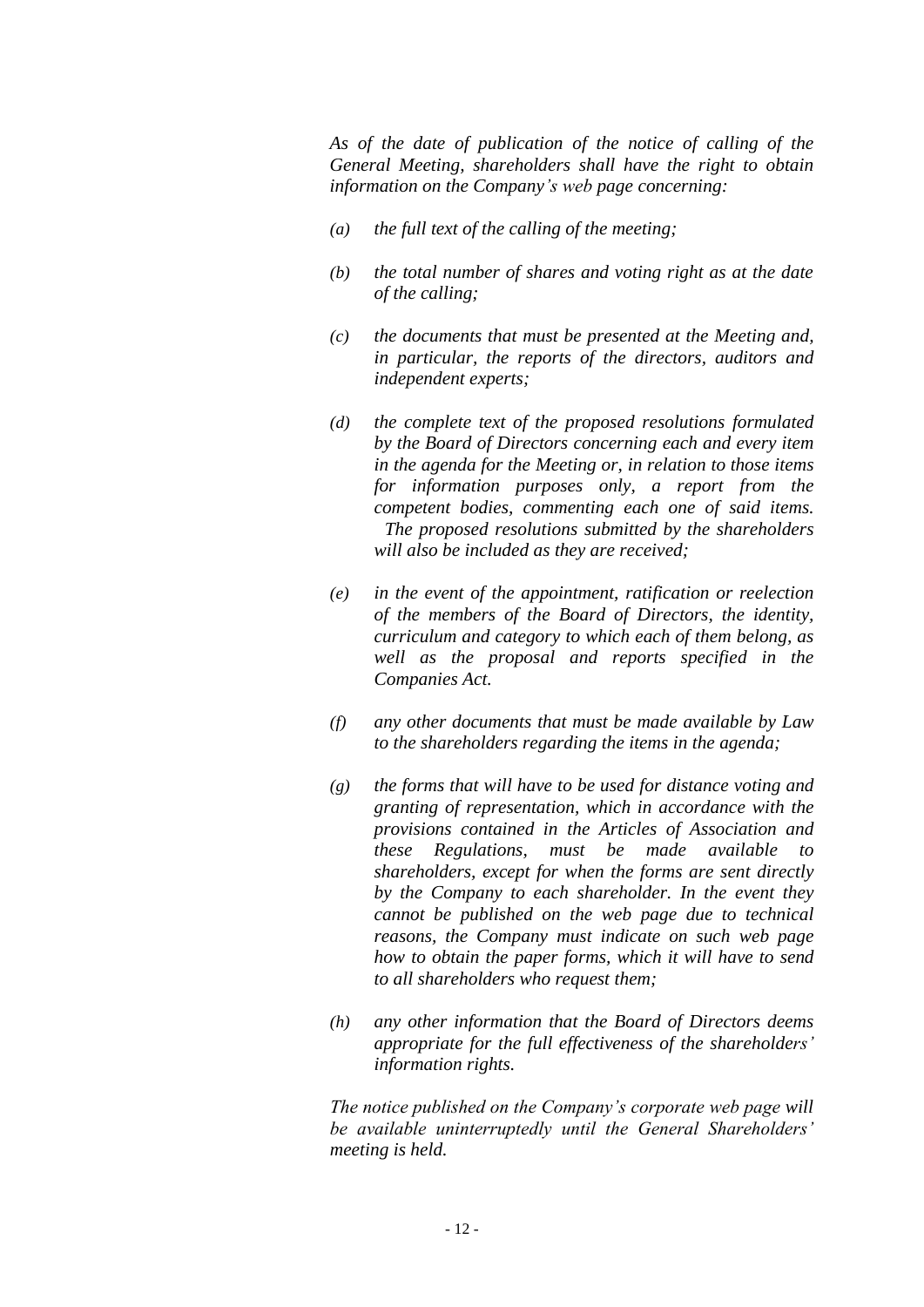*As of the date of publication of the notice of calling of the General Meeting, shareholders shall have the right to obtain information on the Company's web page concerning:*

*(a) the full text of the calling of the meeting;*

*(b) the total number of shares and voting right as at the date of the calling;*

*(c) the documents that must be presented at the Meeting and, in particular, the reports of the directors, auditors and independent experts;*

*(d) the complete text of the proposed resolutions formulated by the Board of Directors concerning each and every item in the agenda for the Meeting or, in relation to those items for information purposes only, a report from the competent bodies, commenting each one of said items. The proposed resolutions submitted by the shareholders will also be included as they are received;*

*(e) in the event of the appointment, ratification or reelection of the members of the Board of Directors, the identity, curriculum and category to which each of them belong, as well as the proposal and reports specified in the Companies Act.*

*(f) any other documents that must be made available by Law to the shareholders regarding the items in the agenda;*

*(g) the forms that will have to be used for distance voting and granting of representation, which in accordance with the provisions contained in the Articles of Association and these Regulations, must be made available to shareholders, except for when the forms are sent directly by the Company to each shareholder. In the event they cannot be published on the web page due to technical reasons, the Company must indicate on such web page how to obtain the paper forms, which it will have to send to all shareholders who request them;*

*(h) any other information that the Board of Directors deems appropriate for the full effectiveness of the shareholders' information rights.*

*The notice published on the Company's corporate web page will be available uninterruptedly until the General Shareholders' meeting is held.*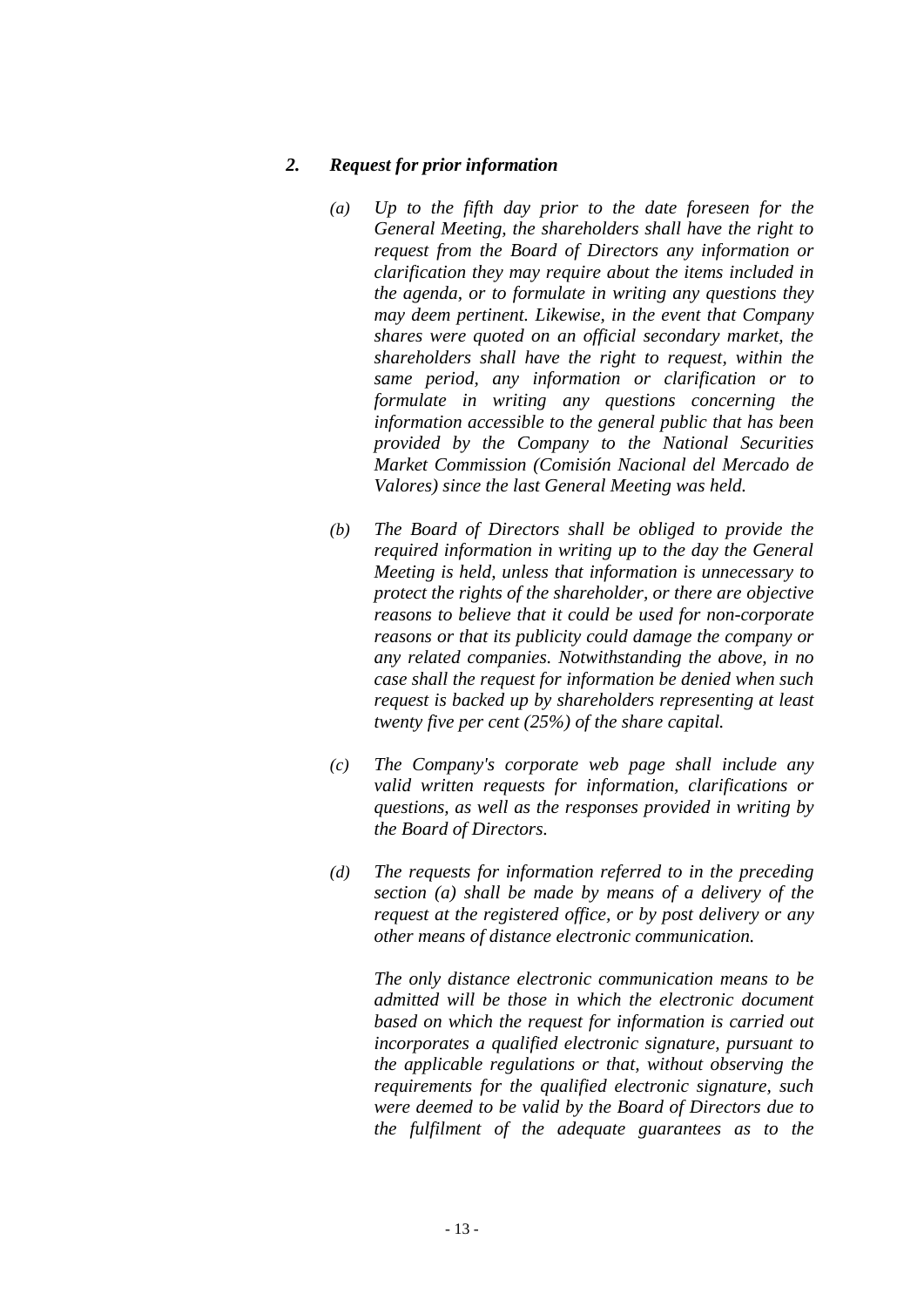## *2. Request for prior information*

*(a) Up to the fifth day prior to the date foreseen for the General Meeting, the shareholders shall have the right to request from the Board of Directors any information or clarification they may require about the items included in the agenda, or to formulate in writing any questions they may deem pertinent. Likewise, in the event that Company shares were quoted on an official secondary market, the shareholders shall have the right to request, within the same period, any information or clarification or to formulate in writing any questions concerning the information accessible to the general public that has been provided by the Company to the National Securities Market Commission (Comisión Nacional del Mercado de Valores) since the last General Meeting was held.*

*(b) The Board of Directors shall be obliged to provide the required information in writing up to the day the General Meeting is held, unless that information is unnecessary to protect the rights of the shareholder, or there are objective reasons to believe that it could be used for non-corporate reasons or that its publicity could damage the company or any related companies. Notwithstanding the above, in no case shall the request for information be denied when such request is backed up by shareholders representing at least twenty five per cent (25%) of the share capital.*

*(c) The Company's corporate web page shall include any valid written requests for information, clarifications or questions, as well as the responses provided in writing by the Board of Directors.*

*(d) The requests for information referred to in the preceding section (a) shall be made by means of a delivery of the request at the registered office, or by post delivery or any other means of distance electronic communication.*

*The only distance electronic communication means to be admitted will be those in which the electronic document based on which the request for information is carried out incorporates a qualified electronic signature, pursuant to the applicable regulations or that, without observing the requirements for the qualified electronic signature, such were deemed to be valid by the Board of Directors due to the fulfilment of the adequate guarantees as to the*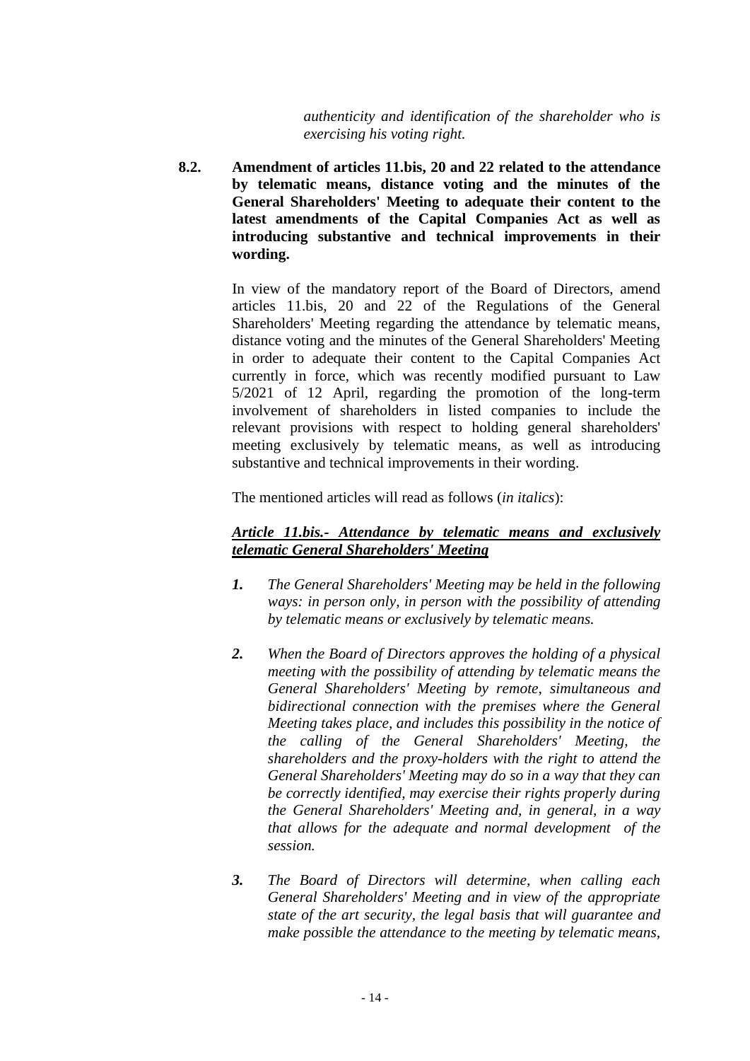*authenticity and identification of the shareholder who is exercising his voting right.*

**8.2. Amendment of articles 11.bis, 20 and 22 related to the attendance by telematic means, distance voting and the minutes of the General Shareholders' Meeting to adequate their content to the latest amendments of the Capital Companies Act as well as introducing substantive and technical improvements in their wording.**

In view of the mandatory report of the Board of Directors, amend articles 11.bis, 20 and 22 of the Regulations of the General Shareholders' Meeting regarding the attendance by telematic means, distance voting and the minutes of the General Shareholders' Meeting in order to adequate their content to the Capital Companies Act currently in force, which was recently modified pursuant to Law 5/2021 of 12 April, regarding the promotion of the long-term involvement of shareholders in listed companies to include the relevant provisions with respect to holding general shareholders' meeting exclusively by telematic means, as well as introducing substantive and technical improvements in their wording.

The mentioned articles will read as follows (*in italics*):

***<u>Article 11.bis.- Attendance by telematic means and exclusively telematic General Shareholders' Meeting</u>***

***1.*** *The General Shareholders' Meeting may be held in the following ways: in person only, in person with the possibility of attending by telematic means or exclusively by telematic means.*

***2.*** *When the Board of Directors approves the holding of a physical meeting with the possibility of attending by telematic means the General Shareholders' Meeting by remote, simultaneous and bidirectional connection with the premises where the General Meeting takes place, and includes this possibility in the notice of the calling of the General Shareholders' Meeting, the shareholders and the proxy-holders with the right to attend the General Shareholders' Meeting may do so in a way that they can be correctly identified, may exercise their rights properly during the General Shareholders' Meeting and, in general, in a way that allows for the adequate and normal development of the session.*

***3.*** *The Board of Directors will determine, when calling each General Shareholders' Meeting and in view of the appropriate state of the art security, the legal basis that will guarantee and make possible the attendance to the meeting by telematic means,*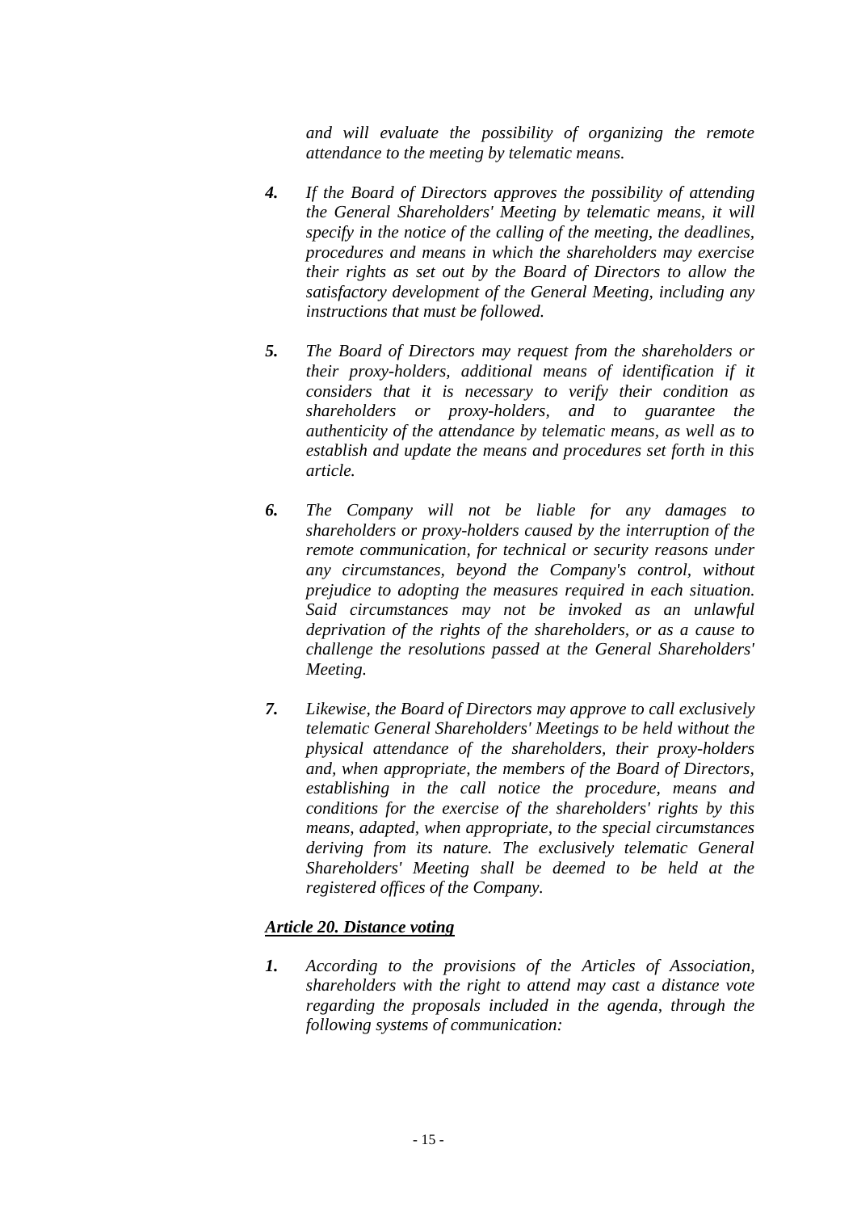*and will evaluate the possibility of organizing the remote attendance to the meeting by telematic means.*

***4.*** *If the Board of Directors approves the possibility of attending the General Shareholders' Meeting by telematic means, it will specify in the notice of the calling of the meeting, the deadlines, procedures and means in which the shareholders may exercise their rights as set out by the Board of Directors to allow the satisfactory development of the General Meeting, including any instructions that must be followed.*

***5.*** *The Board of Directors may request from the shareholders or their proxy-holders, additional means of identification if it considers that it is necessary to verify their condition as shareholders or proxy-holders, and to guarantee the authenticity of the attendance by telematic means, as well as to establish and update the means and procedures set forth in this article.*

***6.*** *The Company will not be liable for any damages to shareholders or proxy-holders caused by the interruption of the remote communication, for technical or security reasons under any circumstances, beyond the Company's control, without prejudice to adopting the measures required in each situation. Said circumstances may not be invoked as an unlawful deprivation of the rights of the shareholders, or as a cause to challenge the resolutions passed at the General Shareholders' Meeting.*

***7.*** *Likewise, the Board of Directors may approve to call exclusively telematic General Shareholders' Meetings to be held without the physical attendance of the shareholders, their proxy-holders and, when appropriate, the members of the Board of Directors, establishing in the call notice the procedure, means and conditions for the exercise of the shareholders' rights by this means, adapted, when appropriate, to the special circumstances deriving from its nature. The exclusively telematic General Shareholders' Meeting shall be deemed to be held at the registered offices of the Company.*

***<u>Article 20. Distance voting</u>***

***1.*** *According to the provisions of the Articles of Association, shareholders with the right to attend may cast a distance vote regarding the proposals included in the agenda, through the following systems of communication:*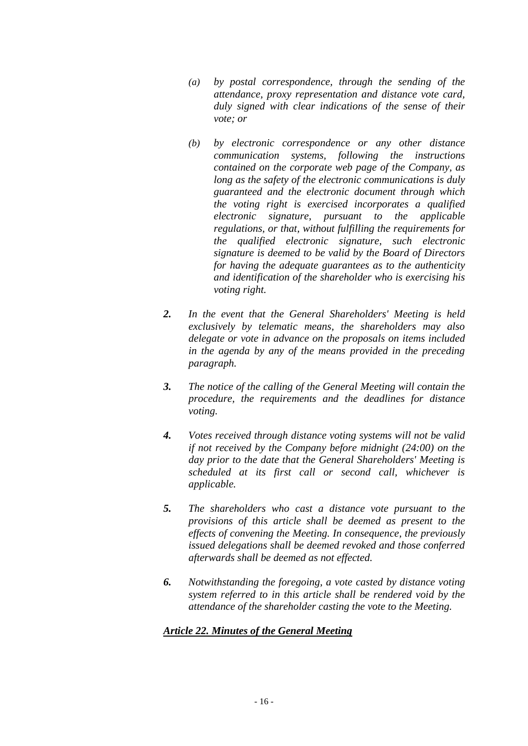*(a) by postal correspondence, through the sending of the attendance, proxy representation and distance vote card, duly signed with clear indications of the sense of their vote; or*

*(b) by electronic correspondence or any other distance communication systems, following the instructions contained on the corporate web page of the Company, as long as the safety of the electronic communications is duly guaranteed and the electronic document through which the voting right is exercised incorporates a qualified electronic signature, pursuant to the applicable regulations, or that, without fulfilling the requirements for the qualified electronic signature, such electronic signature is deemed to be valid by the Board of Directors for having the adequate guarantees as to the authenticity and identification of the shareholder who is exercising his voting right.*

***2.*** *In the event that the General Shareholders' Meeting is held exclusively by telematic means, the shareholders may also delegate or vote in advance on the proposals on items included in the agenda by any of the means provided in the preceding paragraph.*

***3.*** *The notice of the calling of the General Meeting will contain the procedure, the requirements and the deadlines for distance voting.*

***4.*** *Votes received through distance voting systems will not be valid if not received by the Company before midnight (24:00) on the day prior to the date that the General Shareholders' Meeting is scheduled at its first call or second call, whichever is applicable.*

***5.*** *The shareholders who cast a distance vote pursuant to the provisions of this article shall be deemed as present to the effects of convening the Meeting. In consequence, the previously issued delegations shall be deemed revoked and those conferred afterwards shall be deemed as not effected.*

***6.*** *Notwithstanding the foregoing, a vote casted by distance voting system referred to in this article shall be rendered void by the attendance of the shareholder casting the vote to the Meeting.*

***<u>Article 22. Minutes of the General Meeting</u>***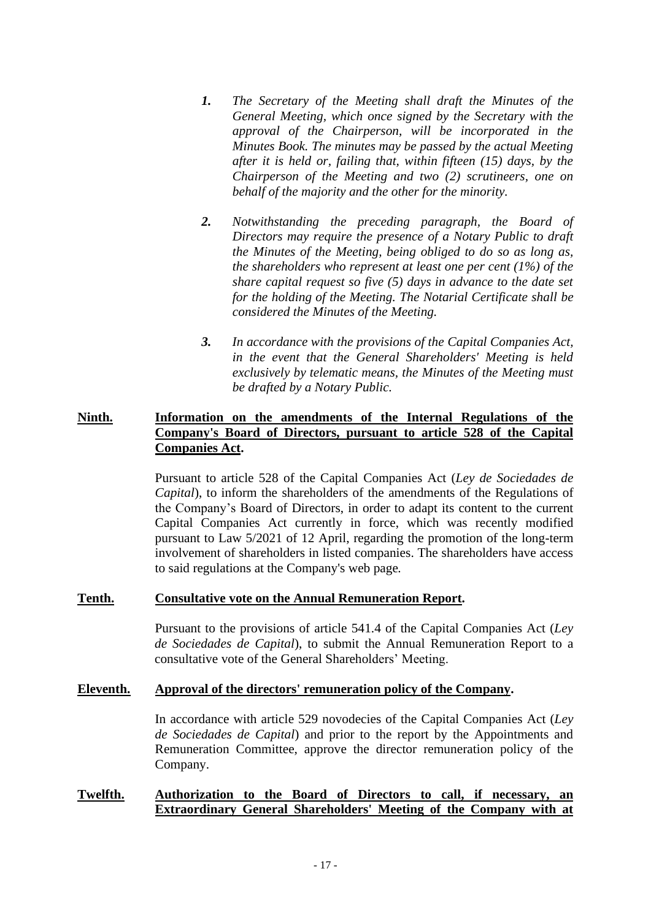*1. The Secretary of the Meeting shall draft the Minutes of the General Meeting, which once signed by the Secretary with the approval of the Chairperson, will be incorporated in the Minutes Book. The minutes may be passed by the actual Meeting after it is held or, failing that, within fifteen (15) days, by the Chairperson of the Meeting and two (2) scrutineers, one on behalf of the majority and the other for the minority.*

*2. Notwithstanding the preceding paragraph, the Board of Directors may require the presence of a Notary Public to draft the Minutes of the Meeting, being obliged to do so as long as, the shareholders who represent at least one per cent (1%) of the share capital request so five (5) days in advance to the date set for the holding of the Meeting. The Notarial Certificate shall be considered the Minutes of the Meeting.*

*3. In accordance with the provisions of the Capital Companies Act, in the event that the General Shareholders' Meeting is held exclusively by telematic means, the Minutes of the Meeting must be drafted by a Notary Public.*

**Ninth. Information on the amendments of the Internal Regulations of the Company's Board of Directors, pursuant to article 528 of the Capital Companies Act.**

Pursuant to article 528 of the Capital Companies Act (*Ley de Sociedades de Capital*), to inform the shareholders of the amendments of the Regulations of the Company's Board of Directors, in order to adapt its content to the current Capital Companies Act currently in force, which was recently modified pursuant to Law 5/2021 of 12 April, regarding the promotion of the long-term involvement of shareholders in listed companies. The shareholders have access to said regulations at the Company's web page.

**Tenth. Consultative vote on the Annual Remuneration Report.**

Pursuant to the provisions of article 541.4 of the Capital Companies Act (*Ley de Sociedades de Capital*), to submit the Annual Remuneration Report to a consultative vote of the General Shareholders' Meeting.

**Eleventh. Approval of the directors' remuneration policy of the Company.**

In accordance with article 529 novodecies of the Capital Companies Act (*Ley de Sociedades de Capital*) and prior to the report by the Appointments and Remuneration Committee, approve the director remuneration policy of the Company.

**Twelfth. Authorization to the Board of Directors to call, if necessary, an Extraordinary General Shareholders' Meeting of the Company with at**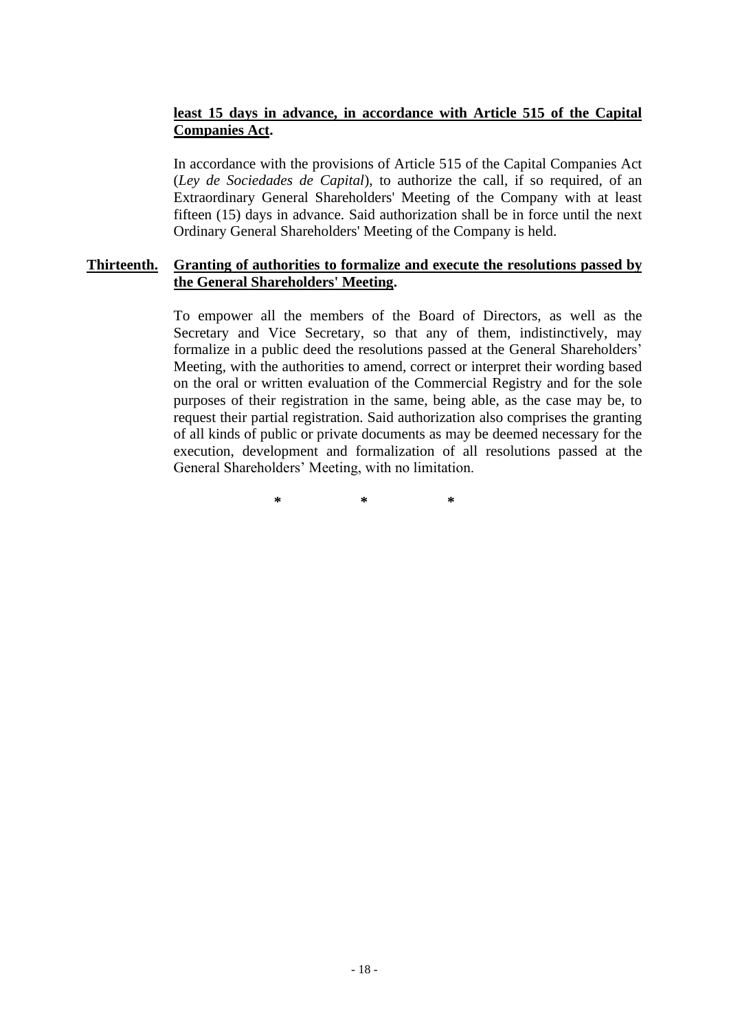**least 15 days in advance, in accordance with Article 515 of the Capital Companies Act.**

In accordance with the provisions of Article 515 of the Capital Companies Act (*Ley de Sociedades de Capital*), to authorize the call, if so required, of an Extraordinary General Shareholders' Meeting of the Company with at least fifteen (15) days in advance. Said authorization shall be in force until the next Ordinary General Shareholders' Meeting of the Company is held.

**Thirteenth. Granting of authorities to formalize and execute the resolutions passed by the General Shareholders' Meeting.**

To empower all the members of the Board of Directors, as well as the Secretary and Vice Secretary, so that any of them, indistinctively, may formalize in a public deed the resolutions passed at the General Shareholders' Meeting, with the authorities to amend, correct or interpret their wording based on the oral or written evaluation of the Commercial Registry and for the sole purposes of their registration in the same, being able, as the case may be, to request their partial registration. Said authorization also comprises the granting of all kinds of public or private documents as may be deemed necessary for the execution, development and formalization of all resolutions passed at the General Shareholders' Meeting, with no limitation.

\* \* \*